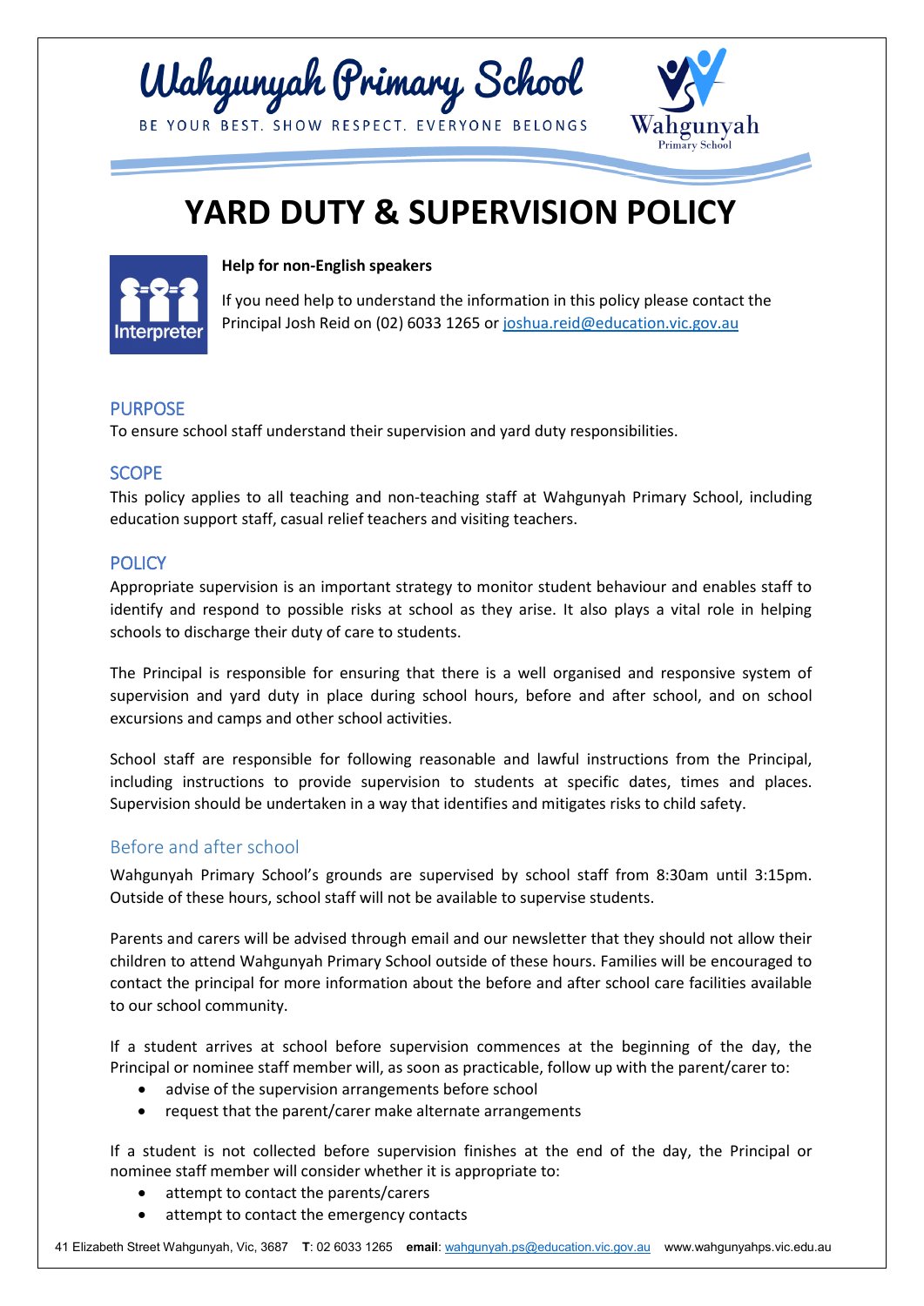# Wahgunyah Primary School

BE YOUR BEST. SHOW RESPECT. EVERYONE BELONGS

# YARD DUTY & SUPERVISION POLICY

**Help for non-English speakers**

If you need help to understand the information in this policy please contact the Principal Josh Reid on (02) 6033 1265 or joshua.reid@education.vic.gov.au

## PURPOSE

To ensure school staff understand their supervision and yard duty responsibilities.

## SCOPE

This policy applies to all teaching and non-teaching staff at Wahgunyah Primary School, including education support staff, casual relief teachers and visiting teachers.

## POLICY

Appropriate supervision is an important strategy to monitor student behaviour and enables staff to identify and respond to possible risks at school as they arise. It also plays a vital role in helping schools to discharge their duty of care to students.

The Principal is responsible for ensuring that there is a well organised and responsive system of supervision and yard duty in place during school hours, before and after school, and on school excursions and camps and other school activities.

School staff are responsible for following reasonable and lawful instructions from the Principal, including instructions to provide supervision to students at specific dates, times and places. Supervision should be undertaken in a way that identifies and mitigates risks to child safety.

### Before and after school

Wahgunyah Primary School's grounds are supervised by school staff from 8:30am until 3:15pm. Outside of these hours, school staff will not be available to supervise students.

Parents and carers will be advised through email and our newsletter that they should not allow their children to attend Wahgunyah Primary School outside of these hours. Families will be encouraged to contact the principal for more information about the before and after school care facilities available to our school community.

If a student arrives at school before supervision commences at the beginning of the day, the Principal or nominee staff member will, as soon as practicable, follow up with the parent/carer to:

- advise of the supervision arrangements before school
- request that the parent/carer make alternate arrangements

If a student is not collected before supervision finishes at the end of the day, the Principal or nominee staff member will consider whether it is appropriate to:

- attempt to contact the parents/carers
- attempt to contact the emergency contacts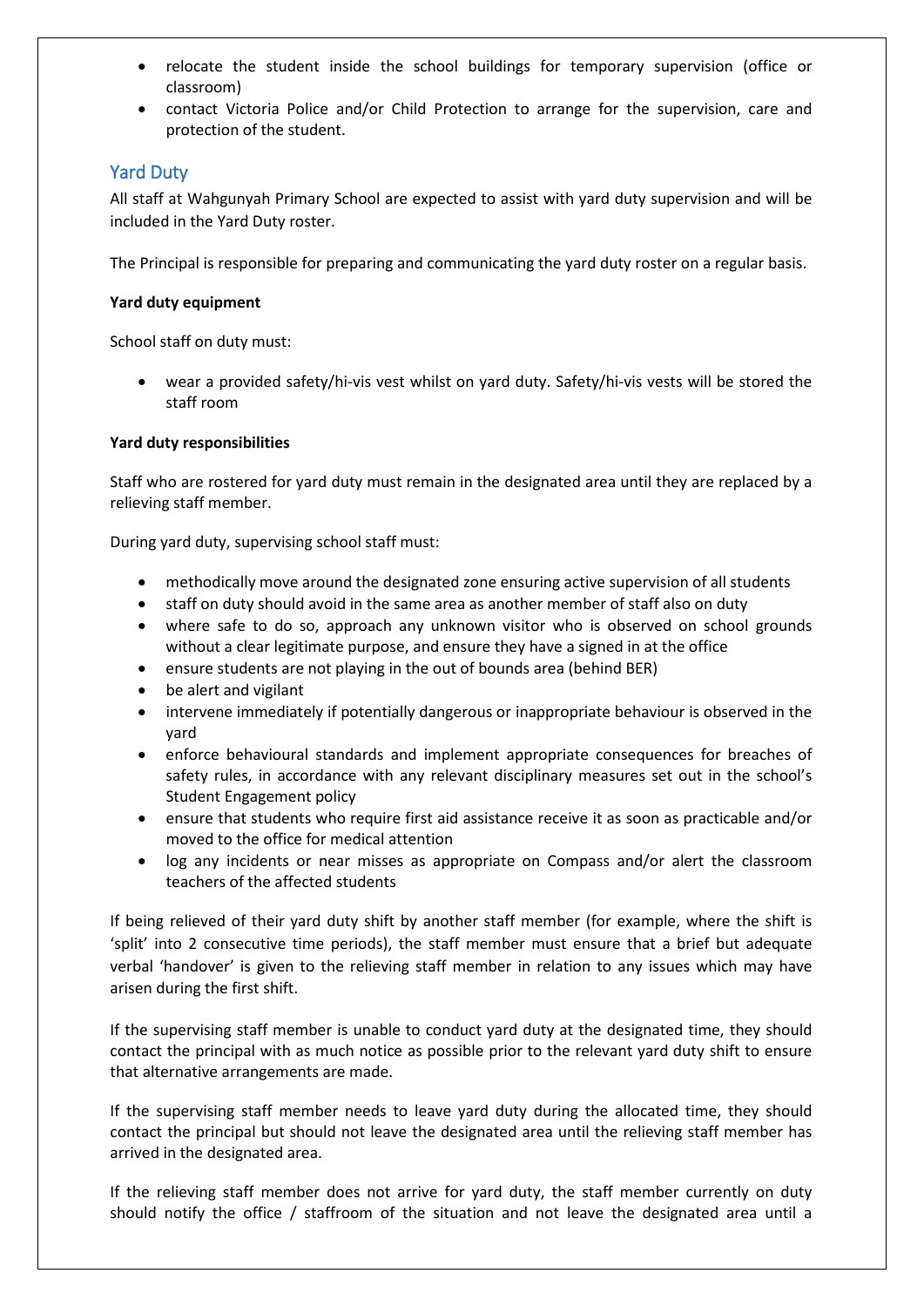- relocate the student inside the school buildings for temporary supervision (office or classroom)
- contact Victoria Police and/or Child Protection to arrange for the supervision, care and protection of the student.

## Yard Duty

All staff at Wahgunyah Primary School are expected to assist with yard duty supervision and will be included in the Yard Duty roster.

The Principal is responsible for preparing and communicating the yard duty roster on a regular basis.

**Yard duty equipment**

School staff on duty must:

- wear a provided safety/hi-vis vest whilst on yard duty. Safety/hi-vis vests will be stored the staff room

**Yard duty responsibilities**

Staff who are rostered for yard duty must remain in the designated area until they are replaced by a relieving staff member.

During yard duty, supervising school staff must:

- methodically move around the designated zone ensuring active supervision of all students
- staff on duty should avoid in the same area as another member of staff also on duty
- where safe to do so, approach any unknown visitor who is observed on school grounds without a clear legitimate purpose, and ensure they have a signed in at the office
- ensure students are not playing in the out of bounds area (behind BER)
- be alert and vigilant
- intervene immediately if potentially dangerous or inappropriate behaviour is observed in the yard
- enforce behavioural standards and implement appropriate consequences for breaches of safety rules, in accordance with any relevant disciplinary measures set out in the school's Student Engagement policy
- ensure that students who require first aid assistance receive it as soon as practicable and/or moved to the office for medical attention
- log any incidents or near misses as appropriate on Compass and/or alert the classroom teachers of the affected students

If being relieved of their yard duty shift by another staff member (for example, where the shift is 'split' into 2 consecutive time periods), the staff member must ensure that a brief but adequate verbal 'handover' is given to the relieving staff member in relation to any issues which may have arisen during the first shift.

If the supervising staff member is unable to conduct yard duty at the designated time, they should contact the principal with as much notice as possible prior to the relevant yard duty shift to ensure that alternative arrangements are made.

If the supervising staff member needs to leave yard duty during the allocated time, they should contact the principal but should not leave the designated area until the relieving staff member has arrived in the designated area.

If the relieving staff member does not arrive for yard duty, the staff member currently on duty should notify the office / staffroom of the situation and not leave the designated area until a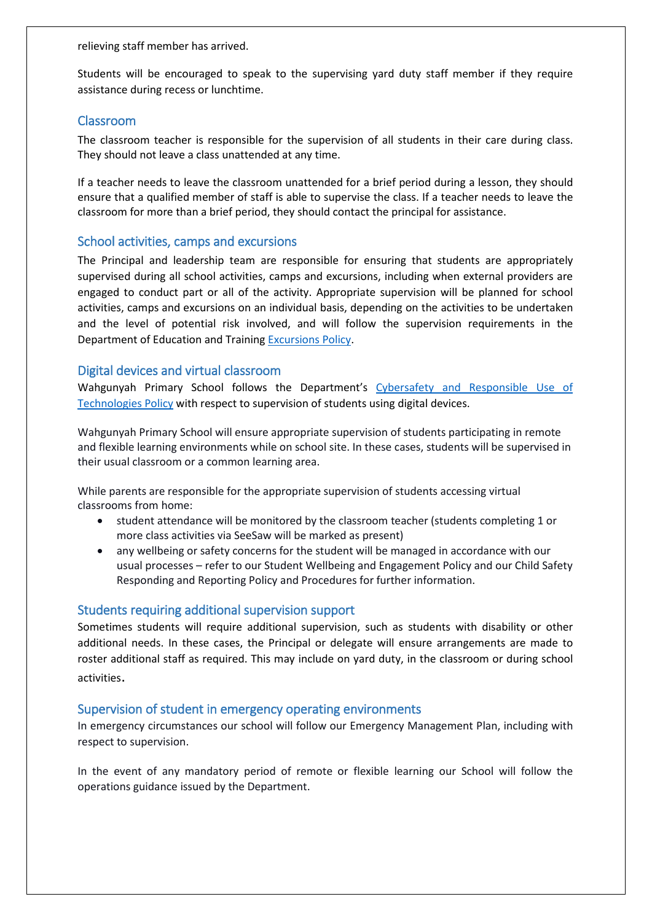relieving staff member has arrived.

Students will be encouraged to speak to the supervising yard duty staff member if they require assistance during recess or lunchtime.

## Classroom

The classroom teacher is responsible for the supervision of all students in their care during class. They should not leave a class unattended at any time.

If a teacher needs to leave the classroom unattended for a brief period during a lesson, they should ensure that a qualified member of staff is able to supervise the class. If a teacher needs to leave the classroom for more than a brief period, they should contact the principal for assistance.

## School activities, camps and excursions

The Principal and leadership team are responsible for ensuring that students are appropriately supervised during all school activities, camps and excursions, including when external providers are engaged to conduct part or all of the activity. Appropriate supervision will be planned for school activities, camps and excursions on an individual basis, depending on the activities to be undertaken and the level of potential risk involved, and will follow the supervision requirements in the Department of Education and Training Excursions Policy.

## Digital devices and virtual classroom

Wahgunyah Primary School follows the Department's Cybersafety and Responsible Use of Technologies Policy with respect to supervision of students using digital devices.

Wahgunyah Primary School will ensure appropriate supervision of students participating in remote and flexible learning environments while on school site. In these cases, students will be supervised in their usual classroom or a common learning area.

While parents are responsible for the appropriate supervision of students accessing virtual classrooms from home:

- student attendance will be monitored by the classroom teacher (students completing 1 or more class activities via SeeSaw will be marked as present)
- any wellbeing or safety concerns for the student will be managed in accordance with our usual processes – refer to our Student Wellbeing and Engagement Policy and our Child Safety Responding and Reporting Policy and Procedures for further information.

## Students requiring additional supervision support

Sometimes students will require additional supervision, such as students with disability or other additional needs. In these cases, the Principal or delegate will ensure arrangements are made to roster additional staff as required. This may include on yard duty, in the classroom or during school activities.

## Supervision of student in emergency operating environments

In emergency circumstances our school will follow our Emergency Management Plan, including with respect to supervision.

In the event of any mandatory period of remote or flexible learning our School will follow the operations guidance issued by the Department.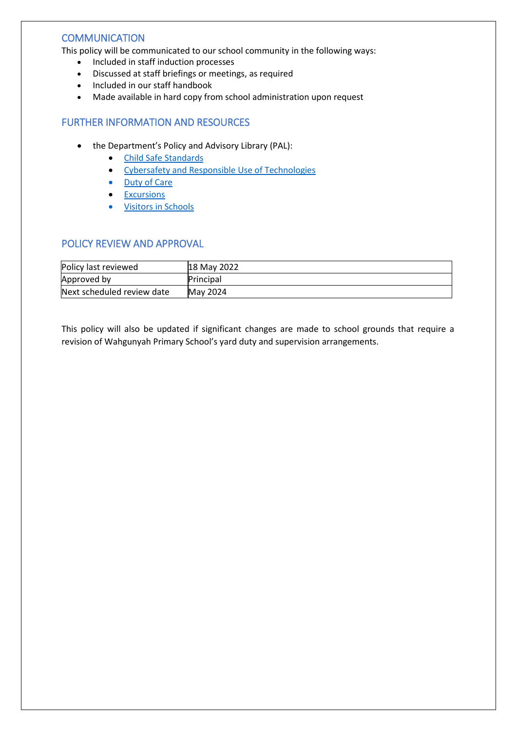## COMMUNICATION

This policy will be communicated to our school community in the following ways:

- Included in staff induction processes
- Discussed at staff briefings or meetings, as required
- Included in our staff handbook
- Made available in hard copy from school administration upon request

## FURTHER INFORMATION AND RESOURCES

- the Department's Policy and Advisory Library (PAL):
  - Child Safe Standards
  - Cybersafety and Responsible Use of Technologies
  - Duty of Care
  - Excursions
  - Visitors in Schools

## POLICY REVIEW AND APPROVAL

| | |
|---|---|
| Policy last reviewed | 18 May 2022 |
| Approved by | Principal |
| Next scheduled review date | May 2024 |

This policy will also be updated if significant changes are made to school grounds that require a revision of Wahgunyah Primary School's yard duty and supervision arrangements.